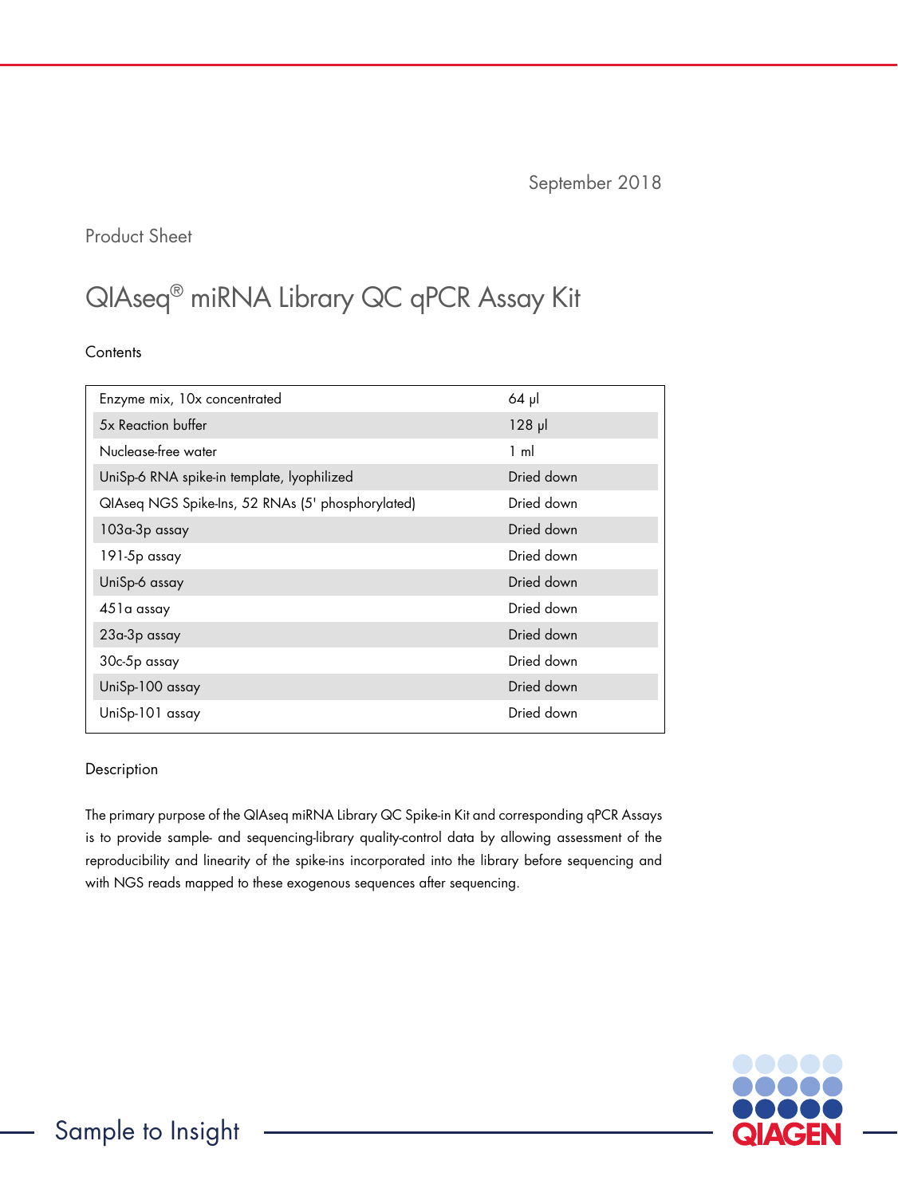September 2018

Product Sheet

# QIAseq® miRNA Library QC qPCR Assay Kit

## Contents

| Component | Amount |
|---|---|
| Enzyme mix, 10x concentrated | 64 µl |
| 5x Reaction buffer | 128 µl |
| Nuclease-free water | 1 ml |
| UniSp-6 RNA spike-in template, lyophilized | Dried down |
| QIAseq NGS Spike-Ins, 52 RNAs (5' phosphorylated) | Dried down |
| 103a-3p assay | Dried down |
| 191-5p assay | Dried down |
| UniSp-6 assay | Dried down |
| 451a assay | Dried down |
| 23a-3p assay | Dried down |
| 30c-5p assay | Dried down |
| UniSp-100 assay | Dried down |
| UniSp-101 assay | Dried down |

## Description

The primary purpose of the QIAseq miRNA Library QC Spike-in Kit and corresponding qPCR Assays is to provide sample- and sequencing-library quality-control data by allowing assessment of the reproducibility and linearity of the spike-ins incorporated into the library before sequencing and with NGS reads mapped to these exogenous sequences after sequencing.

Sample to Insight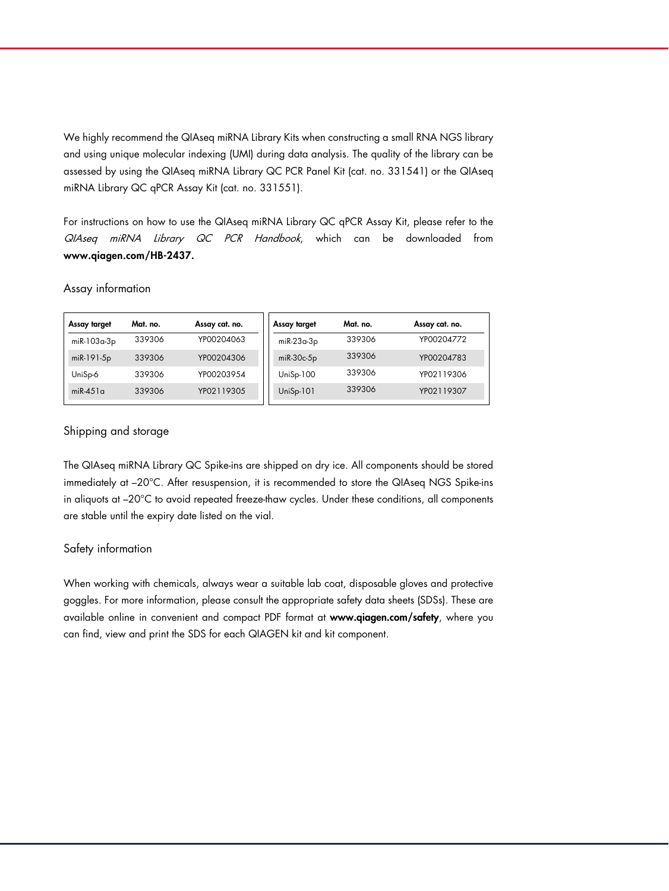We highly recommend the QIAseq miRNA Library Kits when constructing a small RNA NGS library and using unique molecular indexing (UMI) during data analysis. The quality of the library can be assessed by using the QIAseq miRNA Library QC PCR Panel Kit (cat. no. 331541) or the QIAseq miRNA Library QC qPCR Assay Kit (cat. no. 331551).

For instructions on how to use the QIAseq miRNA Library QC qPCR Assay Kit, please refer to the *QIAseq miRNA Library QC PCR Handbook*, which can be downloaded from **www.qiagen.com/HB-2437.**

## Assay information

| Assay target | Mat. no. | Assay cat. no. |
|---|---|---|
| miR-103a-3p | 339306 | YP00204063 |
| miR-191-5p | 339306 | YP00204306 |
| UniSp-6 | 339306 | YP00203954 |
| miR-451a | 339306 | YP02119305 |
| miR-23a-3p | 339306 | YP00204772 |
| miR-30c-5p | 339306 | YP00204783 |
| UniSp-100 | 339306 | YP02119306 |
| UniSp-101 | 339306 | YP02119307 |

## Shipping and storage

The QIAseq miRNA Library QC Spike-ins are shipped on dry ice. All components should be stored immediately at –20°C. After resuspension, it is recommended to store the QIAseq NGS Spike-ins in aliquots at –20°C to avoid repeated freeze-thaw cycles. Under these conditions, all components are stable until the expiry date listed on the vial.

## Safety information

When working with chemicals, always wear a suitable lab coat, disposable gloves and protective goggles. For more information, please consult the appropriate safety data sheets (SDSs). These are available online in convenient and compact PDF format at **www.qiagen.com/safety**, where you can find, view and print the SDS for each QIAGEN kit and kit component.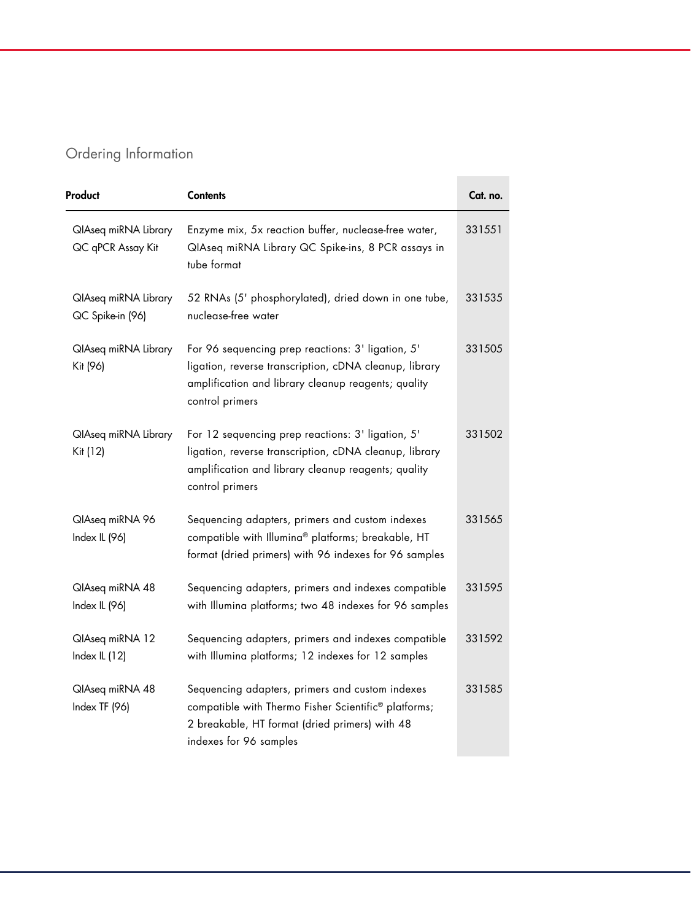## Ordering Information

| Product | Contents | Cat. no. |
|---|---|---|
| QIAseq miRNA Library QC qPCR Assay Kit | Enzyme mix, 5x reaction buffer, nuclease-free water, QIAseq miRNA Library QC Spike-ins, 8 PCR assays in tube format | 331551 |
| QIAseq miRNA Library QC Spike-in (96) | 52 RNAs (5' phosphorylated), dried down in one tube, nuclease-free water | 331535 |
| QIAseq miRNA Library Kit (96) | For 96 sequencing prep reactions: 3' ligation, 5' ligation, reverse transcription, cDNA cleanup, library amplification and library cleanup reagents; quality control primers | 331505 |
| QIAseq miRNA Library Kit (12) | For 12 sequencing prep reactions: 3' ligation, 5' ligation, reverse transcription, cDNA cleanup, library amplification and library cleanup reagents; quality control primers | 331502 |
| QIAseq miRNA 96 Index IL (96) | Sequencing adapters, primers and custom indexes compatible with Illumina® platforms; breakable, HT format (dried primers) with 96 indexes for 96 samples | 331565 |
| QIAseq miRNA 48 Index IL (96) | Sequencing adapters, primers and indexes compatible with Illumina platforms; two 48 indexes for 96 samples | 331595 |
| QIAseq miRNA 12 Index IL (12) | Sequencing adapters, primers and indexes compatible with Illumina platforms; 12 indexes for 12 samples | 331592 |
| QIAseq miRNA 48 Index TF (96) | Sequencing adapters, primers and custom indexes compatible with Thermo Fisher Scientific® platforms; 2 breakable, HT format (dried primers) with 48 indexes for 96 samples | 331585 |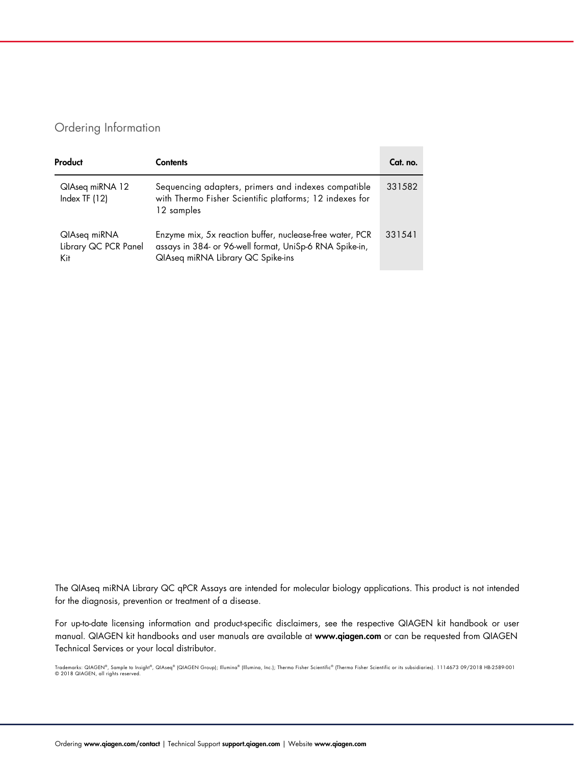## Ordering Information

| Product | Contents | Cat. no. |
| --- | --- | --- |
| QIAseq miRNA 12 Index TF (12) | Sequencing adapters, primers and indexes compatible with Thermo Fisher Scientific platforms; 12 indexes for 12 samples | 331582 |
| QIAseq miRNA Library QC PCR Panel Kit | Enzyme mix, 5x reaction buffer, nuclease-free water, PCR assays in 384- or 96-well format, UniSp-6 RNA Spike-in, QIAseq miRNA Library QC Spike-ins | 331541 |

The QIAseq miRNA Library QC qPCR Assays are intended for molecular biology applications. This product is not intended for the diagnosis, prevention or treatment of a disease.

For up-to-date licensing information and product-specific disclaimers, see the respective QIAGEN kit handbook or user manual. QIAGEN kit handbooks and user manuals are available at **www.qiagen.com** or can be requested from QIAGEN Technical Services or your local distributor.

Trademarks: QIAGEN®, Sample to Insight®, QIAseq® (QIAGEN Group); Illumina® (Illumina, Inc.); Thermo Fisher Scientific® (Thermo Fisher Scientific or its subsidiaries). 1114673 09/2018 HB-2589-001
© 2018 QIAGEN, all rights reserved.

Ordering **www.qiagen.com/contact** | Technical Support **support.qiagen.com** | Website **www.qiagen.com**